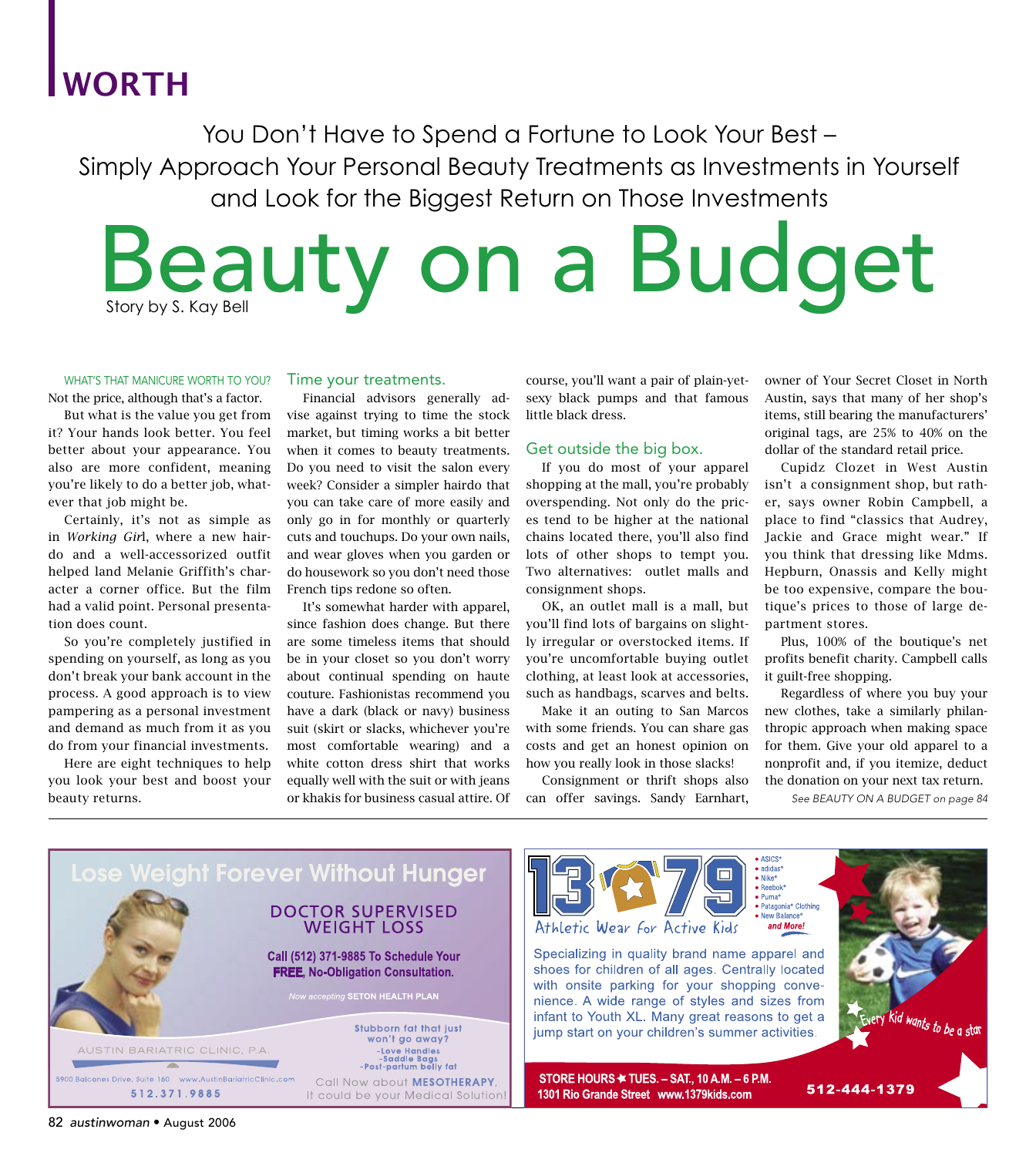WORTH

You Don't Have to Spend a Fortune to Look Your Best – Simply Approach Your Personal Beauty Treatments as Investments in Yourself and Look for the Biggest Return on Those Investments

# Beauty on a Budget

Story by S. Kay Bell

WHAT'S THAT MANICURE WORTH TO YOU? Not the price, although that's a factor.

But what is the value you get from it? Your hands look better. You feel better about your appearance. You also are more confident, meaning you're likely to do a better job, whatever that job might be.

Certainly, it's not as simple as in *Working Girl*, where a new hairdo and a well-accessorized outfit helped land Melanie Griffith's character a corner office. But the film had a valid point. Personal presentation does count.

So you're completely justified in spending on yourself, as long as you don't break your bank account in the process. A good approach is to view pampering as a personal investment and demand as much from it as you do from your financial investments.

Here are eight techniques to help you look your best and boost your beauty returns.

## Time your treatments.

Financial advisors generally advise against trying to time the stock market, but timing works a bit better when it comes to beauty treatments. Do you need to visit the salon every week? Consider a simpler hairdo that you can take care of more easily and only go in for monthly or quarterly cuts and touchups. Do your own nails, and wear gloves when you garden or do housework so you don't need those French tips redone so often.

It's somewhat harder with apparel, since fashion does change. But there are some timeless items that should be in your closet so you don't worry about continual spending on haute couture. Fashionistas recommend you have a dark (black or navy) business suit (skirt or slacks, whichever you're most comfortable wearing) and a white cotton dress shirt that works equally well with the suit or with jeans or khakis for business casual attire. Of course, you'll want a pair of plain-yet-sexy black pumps and that famous little black dress.

## Get outside the big box.

If you do most of your apparel shopping at the mall, you're probably overspending. Not only do the prices tend to be higher at the national chains located there, you'll also find lots of other shops to tempt you. Two alternatives: outlet malls and consignment shops.

OK, an outlet mall is a mall, but you'll find lots of bargains on slightly irregular or overstocked items. If you're uncomfortable buying outlet clothing, at least look at accessories, such as handbags, scarves and belts.

Make it an outing to San Marcos with some friends. You can share gas costs and get an honest opinion on how you really look in those slacks!

Consignment or thrift shops also can offer savings. Sandy Earnhart, owner of Your Secret Closet in North Austin, says that many of her shop's items, still bearing the manufacturers' original tags, are 25% to 40% on the dollar of the standard retail price.

Cupidz Clozet in West Austin isn't a consignment shop, but rather, says owner Robin Campbell, a place to find "classics that Audrey, Jackie and Grace might wear." If you think that dressing like Mdms. Hepburn, Onassis and Kelly might be too expensive, compare the boutique's prices to those of large department stores.

Plus, 100% of the boutique's net profits benefit charity. Campbell calls it guilt-free shopping.

Regardless of where you buy your new clothes, take a similarly philanthropic approach when making space for them. Give your old apparel to a nonprofit and, if you itemize, deduct the donation on your next tax return.

*See BEAUTY ON A BUDGET on page 84*

---

Lose Weight Forever Without Hunger

DOCTOR SUPERVISED WEIGHT LOSS

**Call (512) 371-9885 To Schedule Your FREE, No-Obligation Consultation.**

*Now accepting* SETON HEALTH PLAN

AUSTIN BARIATRIC CLINIC, P.A.

5900 Balcones Drive, Suite 160 www.AustinBariatricClinic.com

512.371.9885

Stubborn fat that just won't go away?
- Love Handles
- Saddle Bags
- Post-partum belly fat

Call Now about **MESOTHERAPY**, it could be your Medical Solution!

---

13 79 Athletic Wear for Active Kids

- ASICS®
- adidas®
- Nike®
- Reebok®
- Puma®
- Patagonia® Clothing
- New Balance®

*and More!*

Specializing in quality brand name apparel and shoes for children of all ages. Centrally located with onsite parking for your shopping convenience. A wide range of styles and sizes from infant to Youth XL. Many great reasons to get a jump start on your children's summer activities.

Every Kid wants to be a star

**STORE HOURS ★ TUES. – SAT., 10 A.M. – 6 P.M.**
**1301 Rio Grande Street www.1379kids.com**

**512-444-1379**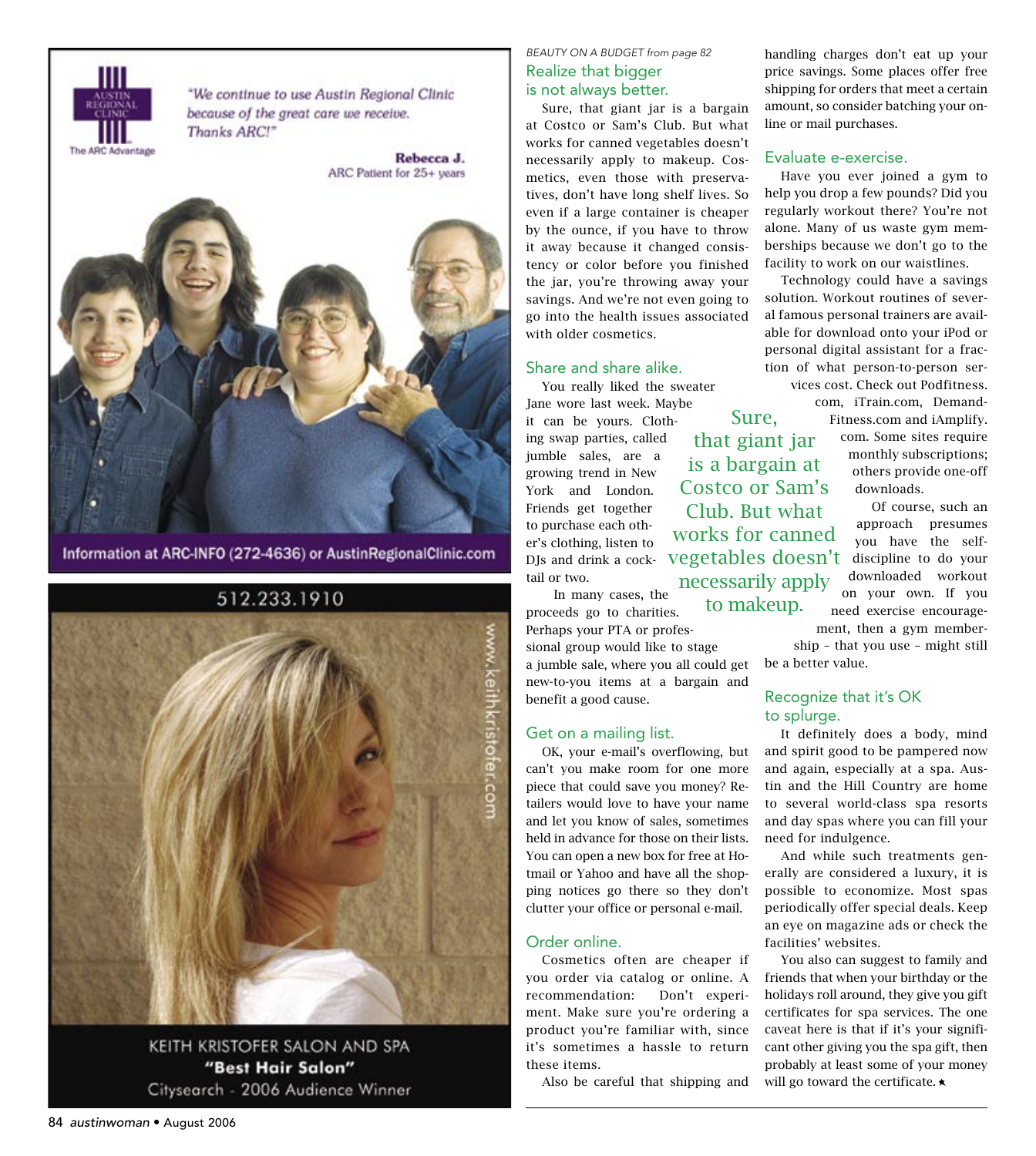"We continue to use Austin Regional Clinic because of the great care we receive. Thanks ARC!"

**Rebecca J.**
ARC Patient for 25+ years

AUSTIN REGIONAL CLINIC
The ARC Advantage

Information at ARC-INFO (272-4636) or AustinRegionalClinic.com

512.233.1910

www.keithkristofer.com

KEITH KRISTOFER SALON AND SPA
**"Best Hair Salon"**
Citysearch - 2006 Audience Winner

*BEAUTY ON A BUDGET from page 82*

## Realize that bigger is not always better.

Sure, that giant jar is a bargain at Costco or Sam's Club. But what works for canned vegetables doesn't necessarily apply to makeup. Cosmetics, even those with preservatives, don't have long shelf lives. So even if a large container is cheaper by the ounce, if you have to throw it away because it changed consistency or color before you finished the jar, you're throwing away your savings. And we're not even going to go into the health issues associated with older cosmetics.

## Share and share alike.

You really liked the sweater Jane wore last week. Maybe it can be yours. Clothing swap parties, called jumble sales, are a growing trend in New York and London. Friends get together to purchase each other's clothing, listen to DJs and drink a cocktail or two.

In many cases, the proceeds go to charities. Perhaps your PTA or professional group would like to stage a jumble sale, where you all could get new-to-you items at a bargain and benefit a good cause.

> Sure, that giant jar is a bargain at Costco or Sam's Club. But what works for canned vegetables doesn't necessarily apply to makeup.

## Get on a mailing list.

OK, your e-mail's overflowing, but can't you make room for one more piece that could save you money? Retailers would love to have your name and let you know of sales, sometimes held in advance for those on their lists. You can open a new box for free at Hotmail or Yahoo and have all the shopping notices go there so they don't clutter your office or personal e-mail.

## Order online.

Cosmetics often are cheaper if you order via catalog or online. A recommendation: Don't experiment. Make sure you're ordering a product you're familiar with, since it's sometimes a hassle to return these items.

Also be careful that shipping and handling charges don't eat up your price savings. Some places offer free shipping for orders that meet a certain amount, so consider batching your online or mail purchases.

## Evaluate e-exercise.

Have you ever joined a gym to help you drop a few pounds? Did you regularly workout there? You're not alone. Many of us waste gym memberships because we don't go to the facility to work on our waistlines.

Technology could have a savings solution. Workout routines of several famous personal trainers are available for download onto your iPod or personal digital assistant for a fraction of what person-to-person services cost. Check out Podfitness.com, iTrain.com, DemandFitness.com and iAmplify.com. Some sites require monthly subscriptions; others provide one-off downloads.

Of course, such an approach presumes you have the self-discipline to do your downloaded workout on your own. If you need exercise encouragement, then a gym membership – that you use – might still be a better value.

## Recognize that it's OK to splurge.

It definitely does a body, mind and spirit good to be pampered now and again, especially at a spa. Austin and the Hill Country are home to several world-class spa resorts and day spas where you can fill your need for indulgence.

And while such treatments generally are considered a luxury, it is possible to economize. Most spas periodically offer special deals. Keep an eye on magazine ads or check the facilities' websites.

You also can suggest to family and friends that when your birthday or the holidays roll around, they give you gift certificates for spa services. The one caveat here is that if it's your significant other giving you the spa gift, then probably at least some of your money will go toward the certificate. ★